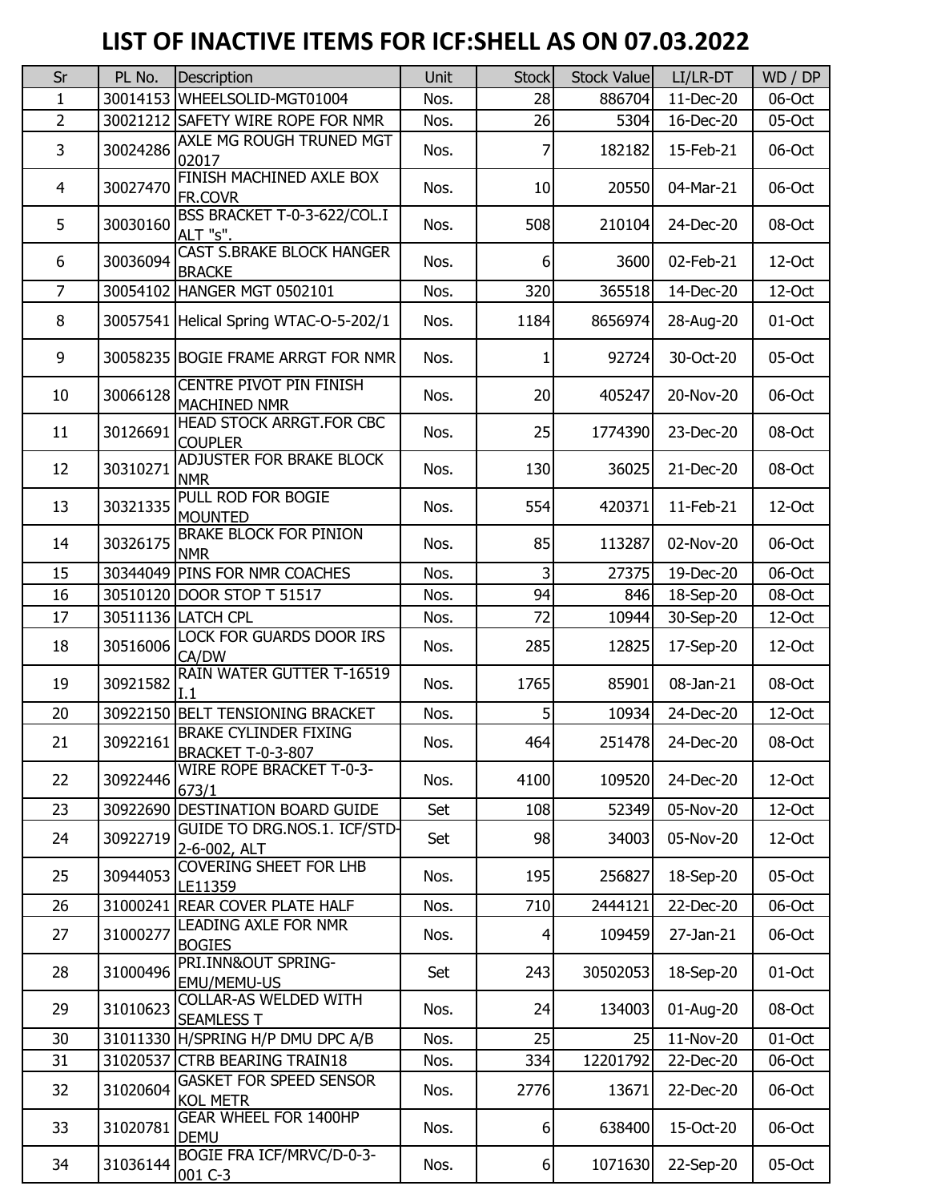# LIST OF INACTIVE ITEMS FOR ICF:SHELL AS ON 07.03.2022

| Sr | PL No. | Description | Unit | Stock | Stock Value | LI/LR-DT | WD / DP |
|---|---|---|---|---|---|---|---|
| 1 | 30014153 | WHEELSOLID-MGT01004 | Nos. | 28 | 886704 | 11-Dec-20 | 06-Oct |
| 2 | 30021212 | SAFETY WIRE ROPE FOR NMR | Nos. | 26 | 5304 | 16-Dec-20 | 05-Oct |
| 3 | 30024286 | AXLE MG ROUGH TRUNED MGT 02017 | Nos. | 7 | 182182 | 15-Feb-21 | 06-Oct |
| 4 | 30027470 | FINISH MACHINED AXLE BOX FR.COVR | Nos. | 10 | 20550 | 04-Mar-21 | 06-Oct |
| 5 | 30030160 | BSS BRACKET T-0-3-622/COL.I ALT "s". | Nos. | 508 | 210104 | 24-Dec-20 | 08-Oct |
| 6 | 30036094 | CAST S.BRAKE BLOCK HANGER BRACKE | Nos. | 6 | 3600 | 02-Feb-21 | 12-Oct |
| 7 | 30054102 | HANGER MGT 0502101 | Nos. | 320 | 365518 | 14-Dec-20 | 12-Oct |
| 8 | 30057541 | Helical Spring WTAC-O-5-202/1 | Nos. | 1184 | 8656974 | 28-Aug-20 | 01-Oct |
| 9 | 30058235 | BOGIE FRAME ARRGT FOR NMR | Nos. | 1 | 92724 | 30-Oct-20 | 05-Oct |
| 10 | 30066128 | CENTRE PIVOT PIN FINISH MACHINED NMR | Nos. | 20 | 405247 | 20-Nov-20 | 06-Oct |
| 11 | 30126691 | HEAD STOCK ARRGT.FOR CBC COUPLER | Nos. | 25 | 1774390 | 23-Dec-20 | 08-Oct |
| 12 | 30310271 | ADJUSTER FOR BRAKE BLOCK NMR | Nos. | 130 | 36025 | 21-Dec-20 | 08-Oct |
| 13 | 30321335 | PULL ROD FOR BOGIE MOUNTED | Nos. | 554 | 420371 | 11-Feb-21 | 12-Oct |
| 14 | 30326175 | BRAKE BLOCK FOR PINION NMR | Nos. | 85 | 113287 | 02-Nov-20 | 06-Oct |
| 15 | 30344049 | PINS FOR NMR COACHES | Nos. | 3 | 27375 | 19-Dec-20 | 06-Oct |
| 16 | 30510120 | DOOR STOP T 51517 | Nos. | 94 | 846 | 18-Sep-20 | 08-Oct |
| 17 | 30511136 | LATCH CPL | Nos. | 72 | 10944 | 30-Sep-20 | 12-Oct |
| 18 | 30516006 | LOCK FOR GUARDS DOOR IRS CA/DW | Nos. | 285 | 12825 | 17-Sep-20 | 12-Oct |
| 19 | 30921582 | RAIN WATER GUTTER T-16519 I.1 | Nos. | 1765 | 85901 | 08-Jan-21 | 08-Oct |
| 20 | 30922150 | BELT TENSIONING BRACKET | Nos. | 5 | 10934 | 24-Dec-20 | 12-Oct |
| 21 | 30922161 | BRAKE CYLINDER FIXING BRACKET T-0-3-807 | Nos. | 464 | 251478 | 24-Dec-20 | 08-Oct |
| 22 | 30922446 | WIRE ROPE BRACKET T-0-3-673/1 | Nos. | 4100 | 109520 | 24-Dec-20 | 12-Oct |
| 23 | 30922690 | DESTINATION BOARD GUIDE | Set | 108 | 52349 | 05-Nov-20 | 12-Oct |
| 24 | 30922719 | GUIDE TO DRG.NOS.1. ICF/STD-2-6-002, ALT | Set | 98 | 34003 | 05-Nov-20 | 12-Oct |
| 25 | 30944053 | COVERING SHEET FOR LHB LE11359 | Nos. | 195 | 256827 | 18-Sep-20 | 05-Oct |
| 26 | 31000241 | REAR COVER PLATE HALF | Nos. | 710 | 2444121 | 22-Dec-20 | 06-Oct |
| 27 | 31000277 | LEADING AXLE FOR NMR BOGIES | Nos. | 4 | 109459 | 27-Jan-21 | 06-Oct |
| 28 | 31000496 | PRI.INN&OUT SPRING-EMU/MEMU-US | Set | 243 | 30502053 | 18-Sep-20 | 01-Oct |
| 29 | 31010623 | COLLAR-AS WELDED WITH SEAMLESS T | Nos. | 24 | 134003 | 01-Aug-20 | 08-Oct |
| 30 | 31011330 | H/SPRING H/P DMU DPC A/B | Nos. | 25 | 25 | 11-Nov-20 | 01-Oct |
| 31 | 31020537 | CTRB BEARING TRAIN18 | Nos. | 334 | 12201792 | 22-Dec-20 | 06-Oct |
| 32 | 31020604 | GASKET FOR SPEED SENSOR KOL METR | Nos. | 2776 | 13671 | 22-Dec-20 | 06-Oct |
| 33 | 31020781 | GEAR WHEEL FOR 1400HP DEMU | Nos. | 6 | 638400 | 15-Oct-20 | 06-Oct |
| 34 | 31036144 | BOGIE FRA ICF/MRVC/D-0-3-001 C-3 | Nos. | 6 | 1071630 | 22-Sep-20 | 05-Oct |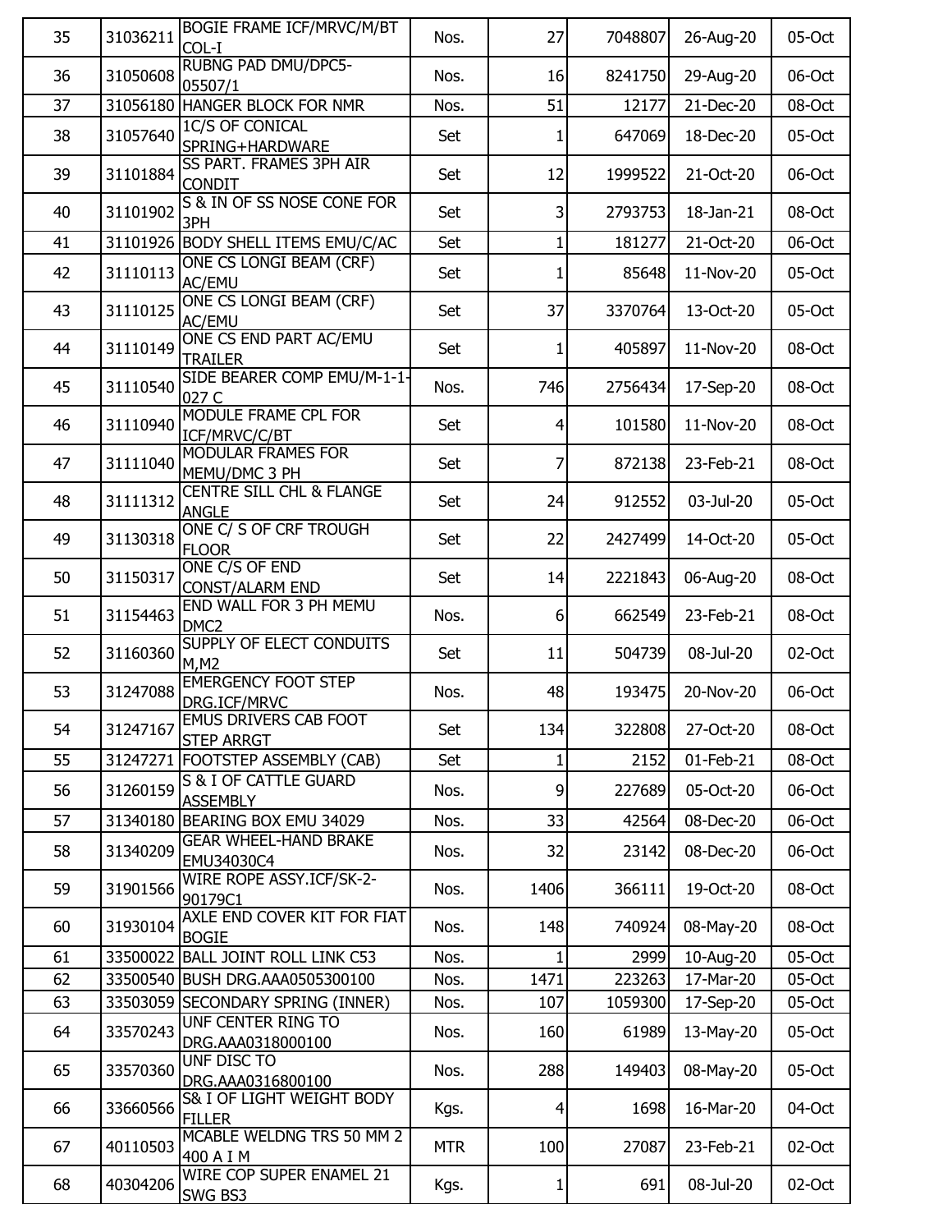| 35 | 31036211 | BOGIE FRAME ICF/MRVC/M/BT COL-I | Nos. | 27 | 7048807 | 26-Aug-20 | 05-Oct |
|---|---|---|---|---|---|---|---|
| 36 | 31050608 | RUBNG PAD DMU/DPC5-05507/1 | Nos. | 16 | 8241750 | 29-Aug-20 | 06-Oct |
| 37 | 31056180 | HANGER BLOCK FOR NMR | Nos. | 51 | 12177 | 21-Dec-20 | 08-Oct |
| 38 | 31057640 | 1C/S OF CONICAL SPRING+HARDWARE | Set | 1 | 647069 | 18-Dec-20 | 05-Oct |
| 39 | 31101884 | SS PART. FRAMES 3PH AIR CONDIT | Set | 12 | 1999522 | 21-Oct-20 | 06-Oct |
| 40 | 31101902 | S & IN OF SS NOSE CONE FOR 3PH | Set | 3 | 2793753 | 18-Jan-21 | 08-Oct |
| 41 | 31101926 | BODY SHELL ITEMS EMU/C/AC | Set | 1 | 181277 | 21-Oct-20 | 06-Oct |
| 42 | 31110113 | ONE CS LONGI BEAM (CRF) AC/EMU | Set | 1 | 85648 | 11-Nov-20 | 05-Oct |
| 43 | 31110125 | ONE CS LONGI BEAM (CRF) AC/EMU | Set | 37 | 3370764 | 13-Oct-20 | 05-Oct |
| 44 | 31110149 | ONE CS END PART AC/EMU TRAILER | Set | 1 | 405897 | 11-Nov-20 | 08-Oct |
| 45 | 31110540 | SIDE BEARER COMP EMU/M-1-1-027 C | Nos. | 746 | 2756434 | 17-Sep-20 | 08-Oct |
| 46 | 31110940 | MODULE FRAME CPL FOR ICF/MRVC/C/BT | Set | 4 | 101580 | 11-Nov-20 | 08-Oct |
| 47 | 31111040 | MODULAR FRAMES FOR MEMU/DMC 3 PH | Set | 7 | 872138 | 23-Feb-21 | 08-Oct |
| 48 | 31111312 | CENTRE SILL CHL & FLANGE ANGLE | Set | 24 | 912552 | 03-Jul-20 | 05-Oct |
| 49 | 31130318 | ONE C/ S OF CRF TROUGH FLOOR | Set | 22 | 2427499 | 14-Oct-20 | 05-Oct |
| 50 | 31150317 | ONE C/S OF END CONST/ALARM END | Set | 14 | 2221843 | 06-Aug-20 | 08-Oct |
| 51 | 31154463 | END WALL FOR 3 PH MEMU DMC2 | Nos. | 6 | 662549 | 23-Feb-21 | 08-Oct |
| 52 | 31160360 | SUPPLY OF ELECT CONDUITS M,M2 | Set | 11 | 504739 | 08-Jul-20 | 02-Oct |
| 53 | 31247088 | EMERGENCY FOOT STEP DRG.ICF/MRVC | Nos. | 48 | 193475 | 20-Nov-20 | 06-Oct |
| 54 | 31247167 | EMUS DRIVERS CAB FOOT STEP ARRGT | Set | 134 | 322808 | 27-Oct-20 | 08-Oct |
| 55 | 31247271 | FOOTSTEP ASSEMBLY (CAB) | Set | 1 | 2152 | 01-Feb-21 | 08-Oct |
| 56 | 31260159 | S & I OF CATTLE GUARD ASSEMBLY | Nos. | 9 | 227689 | 05-Oct-20 | 06-Oct |
| 57 | 31340180 | BEARING BOX EMU 34029 | Nos. | 33 | 42564 | 08-Dec-20 | 06-Oct |
| 58 | 31340209 | GEAR WHEEL-HAND BRAKE EMU34030C4 | Nos. | 32 | 23142 | 08-Dec-20 | 06-Oct |
| 59 | 31901566 | WIRE ROPE ASSY.ICF/SK-2-90179C1 | Nos. | 1406 | 366111 | 19-Oct-20 | 08-Oct |
| 60 | 31930104 | AXLE END COVER KIT FOR FIAT BOGIE | Nos. | 148 | 740924 | 08-May-20 | 08-Oct |
| 61 | 33500022 | BALL JOINT ROLL LINK C53 | Nos. | 1 | 2999 | 10-Aug-20 | 05-Oct |
| 62 | 33500540 | BUSH DRG.AAA0505300100 | Nos. | 1471 | 223263 | 17-Mar-20 | 05-Oct |
| 63 | 33503059 | SECONDARY SPRING (INNER) | Nos. | 107 | 1059300 | 17-Sep-20 | 05-Oct |
| 64 | 33570243 | UNF CENTER RING TO DRG.AAA0318000100 | Nos. | 160 | 61989 | 13-May-20 | 05-Oct |
| 65 | 33570360 | UNF DISC TO DRG.AAA0316800100 | Nos. | 288 | 149403 | 08-May-20 | 05-Oct |
| 66 | 33660566 | S& I OF LIGHT WEIGHT BODY FILLER | Kgs. | 4 | 1698 | 16-Mar-20 | 04-Oct |
| 67 | 40110503 | MCABLE WELDNG TRS 50 MM 2 400 A I M | MTR | 100 | 27087 | 23-Feb-21 | 02-Oct |
| 68 | 40304206 | WIRE COP SUPER ENAMEL 21 SWG BS3 | Kgs. | 1 | 691 | 08-Jul-20 | 02-Oct |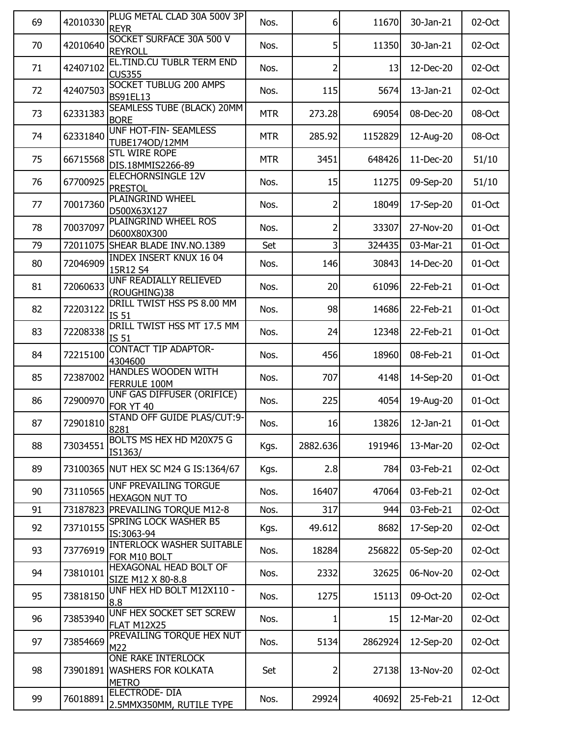| 69 | 42010330 | PLUG METAL CLAD 30A 500V 3P REYR | Nos. | 6 | 11670 | 30-Jan-21 | 02-Oct |
|---|---|---|---|---|---|---|---|
| 70 | 42010640 | SOCKET SURFACE 30A 500 V REYROLL | Nos. | 5 | 11350 | 30-Jan-21 | 02-Oct |
| 71 | 42407102 | EL.TIND.CU TUBLR TERM END CUS355 | Nos. | 2 | 13 | 12-Dec-20 | 02-Oct |
| 72 | 42407503 | SOCKET TUBLUG 200 AMPS BS91EL13 | Nos. | 115 | 5674 | 13-Jan-21 | 02-Oct |
| 73 | 62331383 | SEAMLESS TUBE (BLACK) 20MM BORE | MTR | 273.28 | 69054 | 08-Dec-20 | 08-Oct |
| 74 | 62331840 | UNF HOT-FIN- SEAMLESS TUBE174OD/12MM | MTR | 285.92 | 1152829 | 12-Aug-20 | 08-Oct |
| 75 | 66715568 | STL WIRE ROPE DIS.18MMIS2266-89 | MTR | 3451 | 648426 | 11-Dec-20 | 51/10 |
| 76 | 67700925 | ELECHORNSINGLE 12V PRESTOL | Nos. | 15 | 11275 | 09-Sep-20 | 51/10 |
| 77 | 70017360 | PLAINGRIND WHEEL D500X63X127 | Nos. | 2 | 18049 | 17-Sep-20 | 01-Oct |
| 78 | 70037097 | PLAINGRIND WHEEL ROS D600X80X300 | Nos. | 2 | 33307 | 27-Nov-20 | 01-Oct |
| 79 | 72011075 | SHEAR BLADE INV.NO.1389 | Set | 3 | 324435 | 03-Mar-21 | 01-Oct |
| 80 | 72046909 | INDEX INSERT KNUX 16 04 15R12 S4 | Nos. | 146 | 30843 | 14-Dec-20 | 01-Oct |
| 81 | 72060633 | UNF READIALLY RELIEVED (ROUGHING)38 | Nos. | 20 | 61096 | 22-Feb-21 | 01-Oct |
| 82 | 72203122 | DRILL TWIST HSS PS 8.00 MM IS 51 | Nos. | 98 | 14686 | 22-Feb-21 | 01-Oct |
| 83 | 72208338 | DRILL TWIST HSS MT 17.5 MM IS 51 | Nos. | 24 | 12348 | 22-Feb-21 | 01-Oct |
| 84 | 72215100 | CONTACT TIP ADAPTOR-4304600 | Nos. | 456 | 18960 | 08-Feb-21 | 01-Oct |
| 85 | 72387002 | HANDLES WOODEN WITH FERRULE 100M | Nos. | 707 | 4148 | 14-Sep-20 | 01-Oct |
| 86 | 72900970 | UNF GAS DIFFUSER (ORIFICE) FOR YT 40 | Nos. | 225 | 4054 | 19-Aug-20 | 01-Oct |
| 87 | 72901810 | STAND OFF GUIDE PLAS/CUT:9-8281 | Nos. | 16 | 13826 | 12-Jan-21 | 01-Oct |
| 88 | 73034551 | BOLTS MS HEX HD M20X75 G IS1363/ | Kgs. | 2882.636 | 191946 | 13-Mar-20 | 02-Oct |
| 89 | 73100365 | NUT HEX SC M24 G IS:1364/67 | Kgs. | 2.8 | 784 | 03-Feb-21 | 02-Oct |
| 90 | 73110565 | UNF PREVAILING TORGUE HEXAGON NUT TO | Nos. | 16407 | 47064 | 03-Feb-21 | 02-Oct |
| 91 | 73187823 | PREVAILING TORQUE M12-8 | Nos. | 317 | 944 | 03-Feb-21 | 02-Oct |
| 92 | 73710155 | SPRING LOCK WASHER B5 IS:3063-94 | Kgs. | 49.612 | 8682 | 17-Sep-20 | 02-Oct |
| 93 | 73776919 | INTERLOCK WASHER SUITABLE FOR M10 BOLT | Nos. | 18284 | 256822 | 05-Sep-20 | 02-Oct |
| 94 | 73810101 | HEXAGONAL HEAD BOLT OF SIZE M12 X 80-8.8 | Nos. | 2332 | 32625 | 06-Nov-20 | 02-Oct |
| 95 | 73818150 | UNF HEX HD BOLT M12X110 - 8.8 | Nos. | 1275 | 15113 | 09-Oct-20 | 02-Oct |
| 96 | 73853940 | UNF HEX SOCKET SET SCREW FLAT M12X25 | Nos. | 1 | 15 | 12-Mar-20 | 02-Oct |
| 97 | 73854669 | PREVAILING TORQUE HEX NUT M22 | Nos. | 5134 | 2862924 | 12-Sep-20 | 02-Oct |
| 98 | 73901891 | ONE RAKE INTERLOCK WASHERS FOR KOLKATA METRO | Set | 2 | 27138 | 13-Nov-20 | 02-Oct |
| 99 | 76018891 | ELECTRODE- DIA 2.5MMX350MM, RUTILE TYPE | Nos. | 29924 | 40692 | 25-Feb-21 | 12-Oct |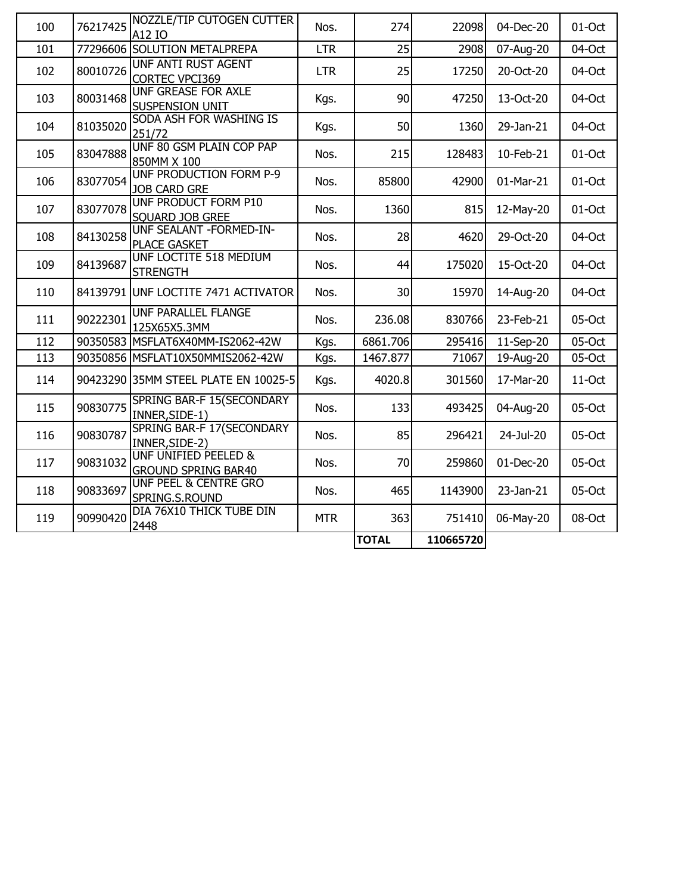| | | | | | | | |
|---|---|---|---|---|---|---|---|
| 100 | 76217425 | NOZZLE/TIP CUTOGEN CUTTER A12 IO | Nos. | 274 | 22098 | 04-Dec-20 | 01-Oct |
| 101 | 77296606 | SOLUTION METALPREPA | LTR | 25 | 2908 | 07-Aug-20 | 04-Oct |
| 102 | 80010726 | UNF ANTI RUST AGENT CORTEC VPCI369 | LTR | 25 | 17250 | 20-Oct-20 | 04-Oct |
| 103 | 80031468 | UNF GREASE FOR AXLE SUSPENSION UNIT | Kgs. | 90 | 47250 | 13-Oct-20 | 04-Oct |
| 104 | 81035020 | SODA ASH FOR WASHING IS 251/72 | Kgs. | 50 | 1360 | 29-Jan-21 | 04-Oct |
| 105 | 83047888 | UNF 80 GSM PLAIN COP PAP 850MM X 100 | Nos. | 215 | 128483 | 10-Feb-21 | 01-Oct |
| 106 | 83077054 | UNF PRODUCTION FORM P-9 JOB CARD GRE | Nos. | 85800 | 42900 | 01-Mar-21 | 01-Oct |
| 107 | 83077078 | UNF PRODUCT FORM P10 SQUARD JOB GREE | Nos. | 1360 | 815 | 12-May-20 | 01-Oct |
| 108 | 84130258 | UNF SEALANT -FORMED-IN-PLACE GASKET | Nos. | 28 | 4620 | 29-Oct-20 | 04-Oct |
| 109 | 84139687 | UNF LOCTITE 518 MEDIUM STRENGTH | Nos. | 44 | 175020 | 15-Oct-20 | 04-Oct |
| 110 | 84139791 | UNF LOCTITE 7471 ACTIVATOR | Nos. | 30 | 15970 | 14-Aug-20 | 04-Oct |
| 111 | 90222301 | UNF PARALLEL FLANGE 125X65X5.3MM | Nos. | 236.08 | 830766 | 23-Feb-21 | 05-Oct |
| 112 | 90350583 | MSFLAT6X40MM-IS2062-42W | Kgs. | 6861.706 | 295416 | 11-Sep-20 | 05-Oct |
| 113 | 90350856 | MSFLAT10X50MMIS2062-42W | Kgs. | 1467.877 | 71067 | 19-Aug-20 | 05-Oct |
| 114 | 90423290 | 35MM STEEL PLATE EN 10025-5 | Kgs. | 4020.8 | 301560 | 17-Mar-20 | 11-Oct |
| 115 | 90830775 | SPRING BAR-F 15(SECONDARY INNER,SIDE-1) | Nos. | 133 | 493425 | 04-Aug-20 | 05-Oct |
| 116 | 90830787 | SPRING BAR-F 17(SECONDARY INNER,SIDE-2) | Nos. | 85 | 296421 | 24-Jul-20 | 05-Oct |
| 117 | 90831032 | UNF UNIFIED PEELED & GROUND SPRING BAR40 | Nos. | 70 | 259860 | 01-Dec-20 | 05-Oct |
| 118 | 90833697 | UNF PEEL & CENTRE GRO SPRING.S.ROUND | Nos. | 465 | 1143900 | 23-Jan-21 | 05-Oct |
| 119 | 90990420 | DIA 76X10 THICK TUBE DIN 2448 | MTR | 363 | 751410 | 06-May-20 | 08-Oct |
| | | | | **TOTAL** | **110665720** | | |